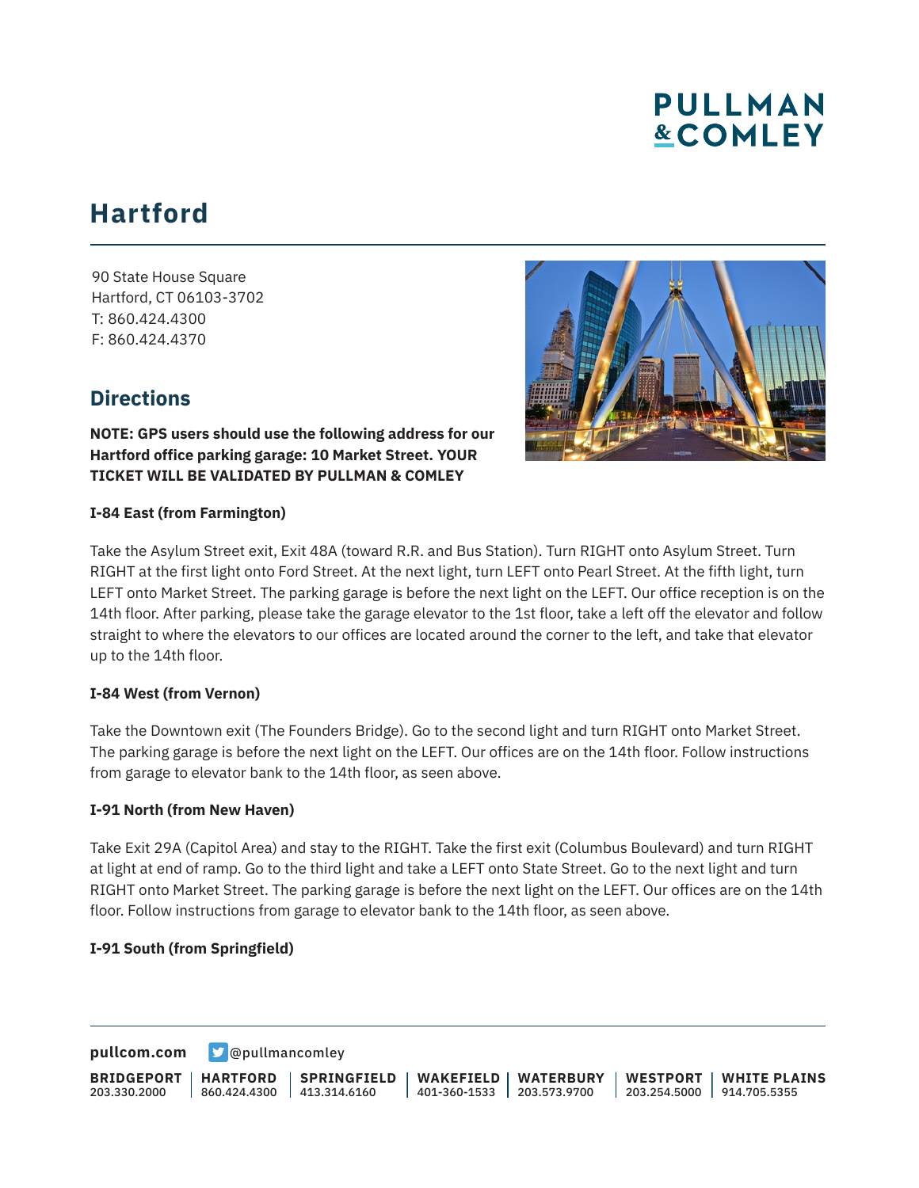# PULLMAN & COMLEY

## Hartford

90 State House Square
Hartford, CT 06103-3702
T: 860.424.4300
F: 860.424.4370

### Directions

**NOTE: GPS users should use the following address for our Hartford office parking garage: 10 Market Street. YOUR TICKET WILL BE VALIDATED BY PULLMAN & COMLEY**

**I-84 East (from Farmington)**

Take the Asylum Street exit, Exit 48A (toward R.R. and Bus Station). Turn RIGHT onto Asylum Street. Turn RIGHT at the first light onto Ford Street. At the next light, turn LEFT onto Pearl Street. At the fifth light, turn LEFT onto Market Street. The parking garage is before the next light on the LEFT. Our office reception is on the 14th floor. After parking, please take the garage elevator to the 1st floor, take a left off the elevator and follow straight to where the elevators to our offices are located around the corner to the left, and take that elevator up to the 14th floor.

**I-84 West (from Vernon)**

Take the Downtown exit (The Founders Bridge). Go to the second light and turn RIGHT onto Market Street. The parking garage is before the next light on the LEFT. Our offices are on the 14th floor. Follow instructions from garage to elevator bank to the 14th floor, as seen above.

**I-91 North (from New Haven)**

Take Exit 29A (Capitol Area) and stay to the RIGHT. Take the first exit (Columbus Boulevard) and turn RIGHT at light at end of ramp. Go to the third light and take a LEFT onto State Street. Go to the next light and turn RIGHT onto Market Street. The parking garage is before the next light on the LEFT. Our offices are on the 14th floor. Follow instructions from garage to elevator bank to the 14th floor, as seen above.

**I-91 South (from Springfield)**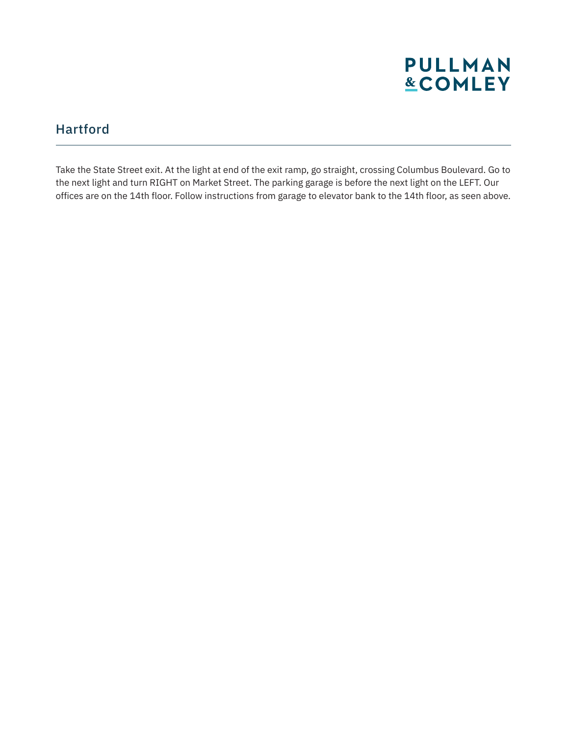## Hartford

Take the State Street exit. At the light at end of the exit ramp, go straight, crossing Columbus Boulevard. Go to the next light and turn RIGHT on Market Street. The parking garage is before the next light on the LEFT. Our offices are on the 14th floor. Follow instructions from garage to elevator bank to the 14th floor, as seen above.